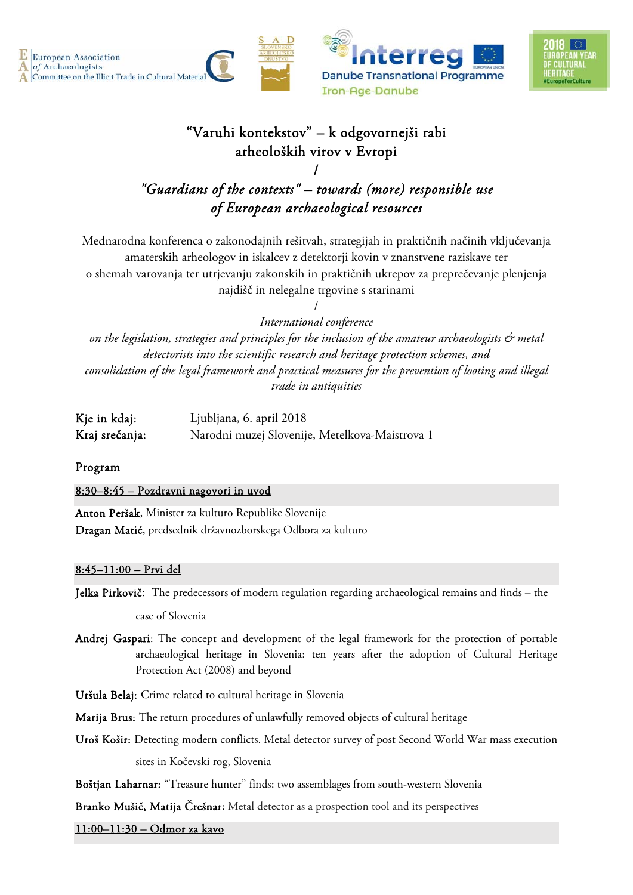European Association of Archaeologists
Committee on the Illicit Trade in Cultural Material

SAD Slovensko arheološko društvo

Interreg Danube Transnational Programme Iron-Age-Danube

2018 European Year of Cultural Heritage #EuropeForCulture

# "Varuhi kontekstov" – k odgovornejši rabi arheoloških virov v Evropi / *"Guardians of the contexts" – towards (more) responsible use of European archaeological resources*

Mednarodna konferenca o zakonodajnih rešitvah, strategijah in praktičnih načinih vključevanja amaterskih arheologov in iskalcev z detektorji kovin v znanstvene raziskave ter o shemah varovanja ter utrjevanju zakonskih in praktičnih ukrepov za preprečevanje plenjenja najdišč in nelegalne trgovine s starinami

/

*International conference on the legislation, strategies and principles for the inclusion of the amateur archaeologists & metal detectorists into the scientific research and heritage protection schemes, and consolidation of the legal framework and practical measures for the prevention of looting and illegal trade in antiquities*

| | |
|---|---|
| Kje in kdaj: | Ljubljana, 6. april 2018 |
| Kraj srečanja: | Narodni muzej Slovenije, Metelkova-Maistrova 1 |

## Program

**8:30–8:45 – Pozdravni nagovori in uvod**

**Anton Peršak**, Minister za kulturo Republike Slovenije

**Dragan Matić**, predsednik državnozborskega Odbora za kulturo

**8:45–11:00 – Prvi del**

**Jelka Pirkovič:** The predecessors of modern regulation regarding archaeological remains and finds – the case of Slovenia

**Andrej Gaspari**: The concept and development of the legal framework for the protection of portable archaeological heritage in Slovenia: ten years after the adoption of Cultural Heritage Protection Act (2008) and beyond

**Uršula Belaj:** Crime related to cultural heritage in Slovenia

**Marija Brus:** The return procedures of unlawfully removed objects of cultural heritage

**Uroš Košir:** Detecting modern conflicts. Metal detector survey of post Second World War mass execution sites in Kočevski rog, Slovenia

**Boštjan Laharnar:** "Treasure hunter" finds: two assemblages from south-western Slovenia

**Branko Mušič, Matija Črešnar**: Metal detector as a prospection tool and its perspectives

**11:00–11:30 – Odmor za kavo**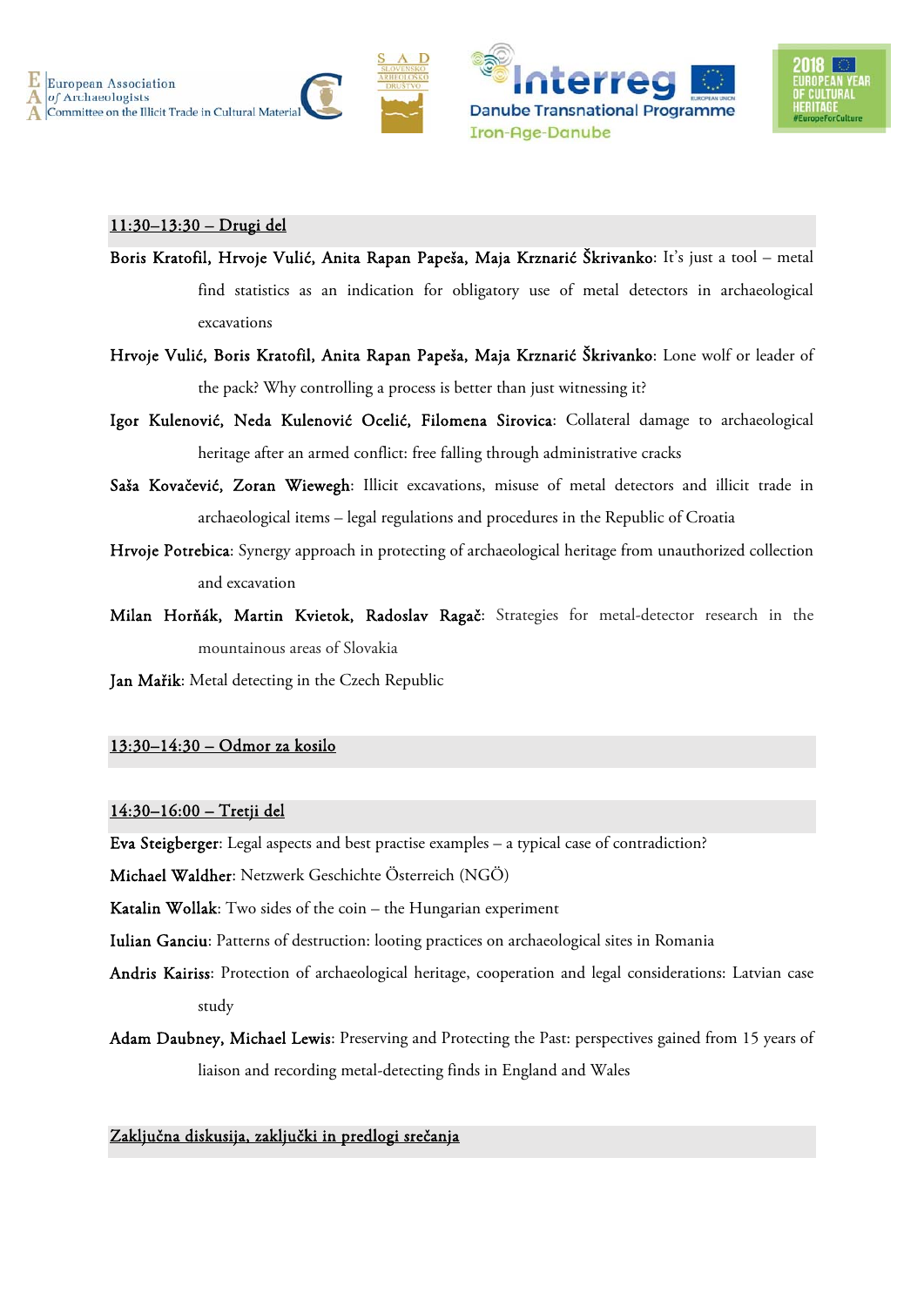European Association of Archaeologists
Committee on the Illicit Trade in Cultural Material

Interreg
Danube Transnational Programme
Iron-Age-Danube

2018 EUROPEAN YEAR OF CULTURAL HERITAGE
#EuropeForCulture

## 11:30–13:30 – Drugi del

**Boris Kratofil, Hrvoje Vulić, Anita Rapan Papeša, Maja Krznarić Škrivanko**: It's just a tool – metal find statistics as an indication for obligatory use of metal detectors in archaeological excavations

**Hrvoje Vulić, Boris Kratofil, Anita Rapan Papeša, Maja Krznarić Škrivanko**: Lone wolf or leader of the pack? Why controlling a process is better than just witnessing it?

**Igor Kulenović, Neda Kulenović Ocelić, Filomena Sirovica**: Collateral damage to archaeological heritage after an armed conflict: free falling through administrative cracks

**Saša Kovačević, Zoran Wiewegh**: Illicit excavations, misuse of metal detectors and illicit trade in archaeological items – legal regulations and procedures in the Republic of Croatia

**Hrvoje Potrebica**: Synergy approach in protecting of archaeological heritage from unauthorized collection and excavation

**Milan Horňák, Martin Kvietok, Radoslav Ragač**: Strategies for metal-detector research in the mountainous areas of Slovakia

**Jan Mařik**: Metal detecting in the Czech Republic

## 13:30–14:30 – Odmor za kosilo

## 14:30–16:00 – Tretji del

**Eva Steigberger**: Legal aspects and best practise examples – a typical case of contradiction?

**Michael Waldher**: Netzwerk Geschichte Österreich (NGÖ)

**Katalin Wollak**: Two sides of the coin – the Hungarian experiment

**Iulian Ganciu**: Patterns of destruction: looting practices on archaeological sites in Romania

**Andris Kairiss**: Protection of archaeological heritage, cooperation and legal considerations: Latvian case study

**Adam Daubney, Michael Lewis**: Preserving and Protecting the Past: perspectives gained from 15 years of liaison and recording metal-detecting finds in England and Wales

## Zaključna diskusija, zaključki in predlogi srečanja